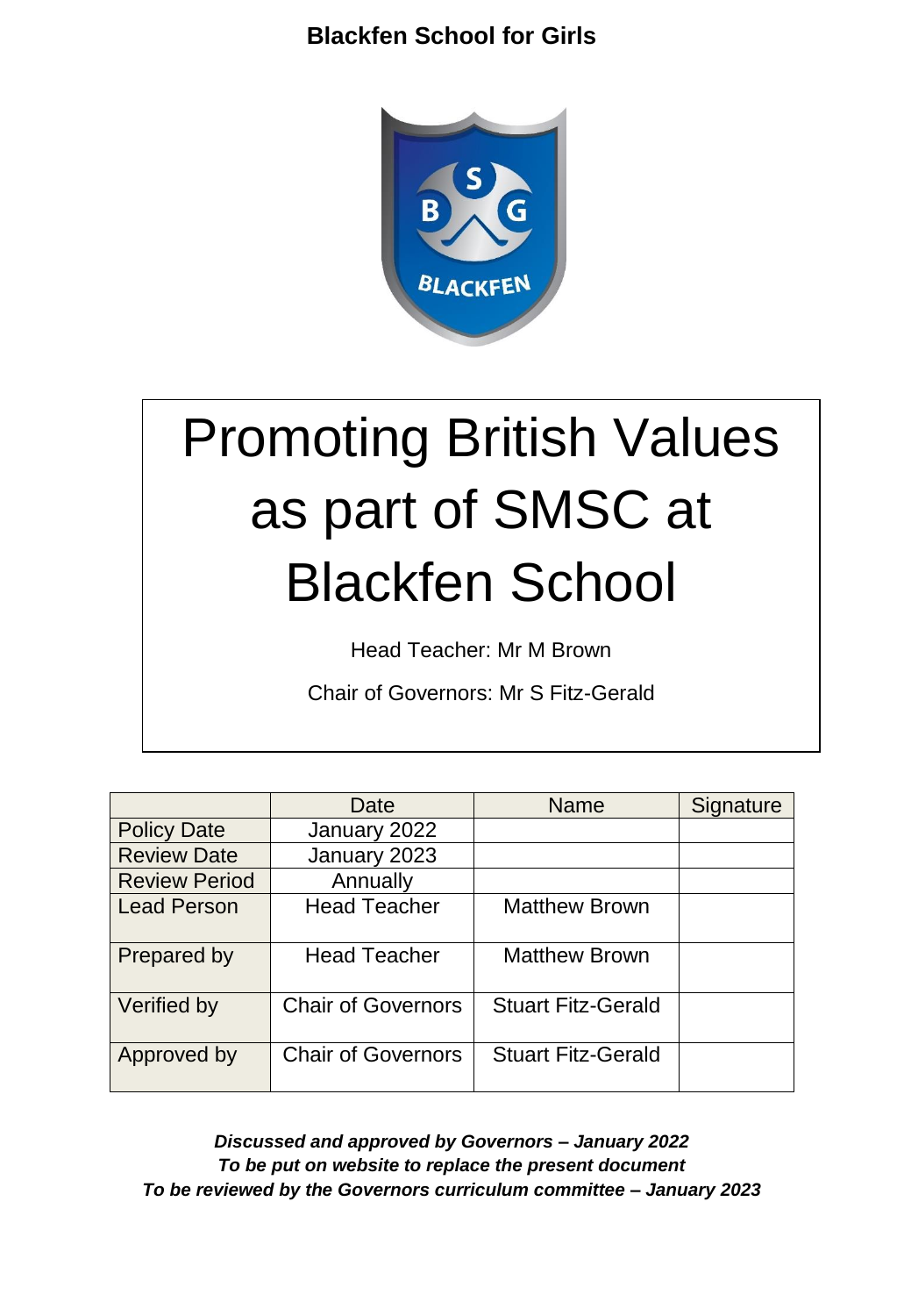**Blackfen School for Girls**

# Promoting British Values as part of SMSC at Blackfen School

Head Teacher: Mr M Brown

Chair of Governors: Mr S Fitz-Gerald

| | Date | Name | Signature |
|---|---|---|---|
| Policy Date | January 2022 | | |
| Review Date | January 2023 | | |
| Review Period | Annually | | |
| Lead Person | Head Teacher | Matthew Brown | |
| Prepared by | Head Teacher | Matthew Brown | |
| Verified by | Chair of Governors | Stuart Fitz-Gerald | |
| Approved by | Chair of Governors | Stuart Fitz-Gerald | |

***Discussed and approved by Governors – January 2022***
***To be put on website to replace the present document***
***To be reviewed by the Governors curriculum committee – January 2023***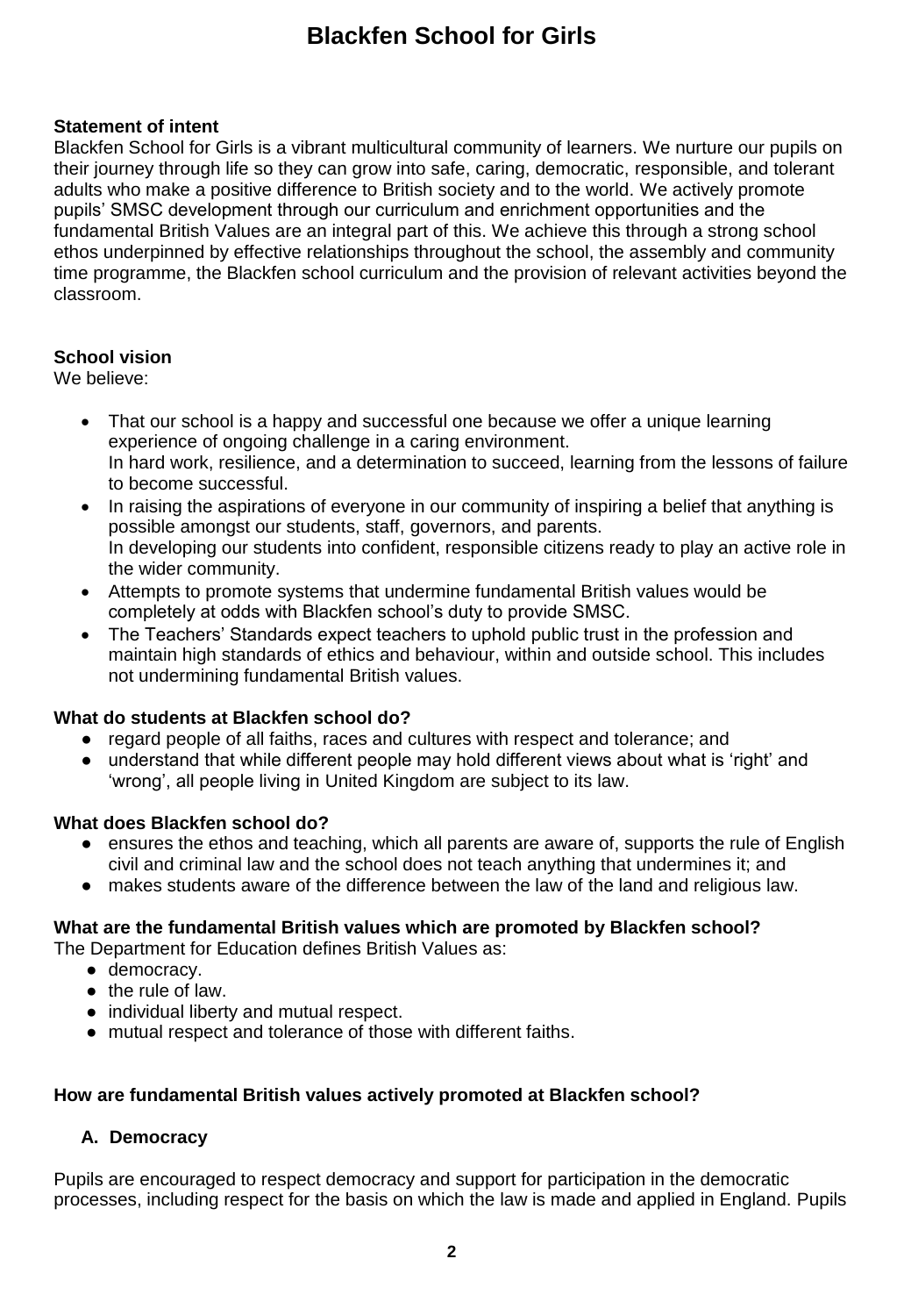# Blackfen School for Girls

**Statement of intent**
Blackfen School for Girls is a vibrant multicultural community of learners. We nurture our pupils on their journey through life so they can grow into safe, caring, democratic, responsible, and tolerant adults who make a positive difference to British society and to the world. We actively promote pupils' SMSC development through our curriculum and enrichment opportunities and the fundamental British Values are an integral part of this. We achieve this through a strong school ethos underpinned by effective relationships throughout the school, the assembly and community time programme, the Blackfen school curriculum and the provision of relevant activities beyond the classroom.

**School vision**
We believe:

- That our school is a happy and successful one because we offer a unique learning experience of ongoing challenge in a caring environment.
  In hard work, resilience, and a determination to succeed, learning from the lessons of failure to become successful.
- In raising the aspirations of everyone in our community of inspiring a belief that anything is possible amongst our students, staff, governors, and parents.
  In developing our students into confident, responsible citizens ready to play an active role in the wider community.
- Attempts to promote systems that undermine fundamental British values would be completely at odds with Blackfen school's duty to provide SMSC.
- The Teachers' Standards expect teachers to uphold public trust in the profession and maintain high standards of ethics and behaviour, within and outside school. This includes not undermining fundamental British values.

**What do students at Blackfen school do?**

- regard people of all faiths, races and cultures with respect and tolerance; and
- understand that while different people may hold different views about what is 'right' and 'wrong', all people living in United Kingdom are subject to its law.

**What does Blackfen school do?**

- ensures the ethos and teaching, which all parents are aware of, supports the rule of English civil and criminal law and the school does not teach anything that undermines it; and
- makes students aware of the difference between the law of the land and religious law.

**What are the fundamental British values which are promoted by Blackfen school?**
The Department for Education defines British Values as:

- democracy.
- the rule of law.
- individual liberty and mutual respect.
- mutual respect and tolerance of those with different faiths.

**How are fundamental British values actively promoted at Blackfen school?**

**A. Democracy**

Pupils are encouraged to respect democracy and support for participation in the democratic processes, including respect for the basis on which the law is made and applied in England. Pupils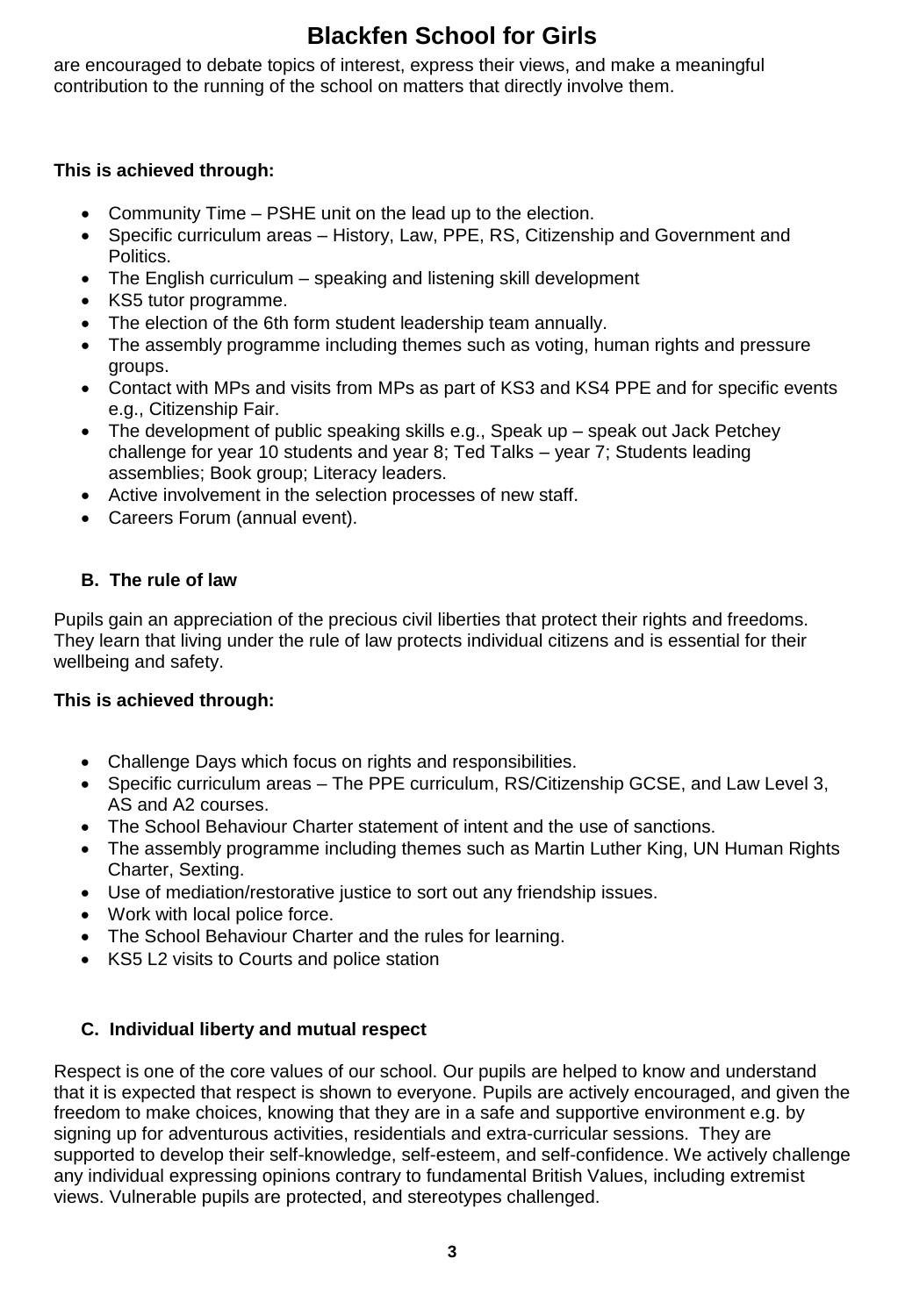are encouraged to debate topics of interest, express their views, and make a meaningful contribution to the running of the school on matters that directly involve them.

**This is achieved through:**

- Community Time – PSHE unit on the lead up to the election.
- Specific curriculum areas – History, Law, PPE, RS, Citizenship and Government and Politics.
- The English curriculum – speaking and listening skill development
- KS5 tutor programme.
- The election of the 6th form student leadership team annually.
- The assembly programme including themes such as voting, human rights and pressure groups.
- Contact with MPs and visits from MPs as part of KS3 and KS4 PPE and for specific events e.g., Citizenship Fair.
- The development of public speaking skills e.g., Speak up – speak out Jack Petchey challenge for year 10 students and year 8; Ted Talks – year 7; Students leading assemblies; Book group; Literacy leaders.
- Active involvement in the selection processes of new staff.
- Careers Forum (annual event).

### B. The rule of law

Pupils gain an appreciation of the precious civil liberties that protect their rights and freedoms. They learn that living under the rule of law protects individual citizens and is essential for their wellbeing and safety.

**This is achieved through:**

- Challenge Days which focus on rights and responsibilities.
- Specific curriculum areas – The PPE curriculum, RS/Citizenship GCSE, and Law Level 3, AS and A2 courses.
- The School Behaviour Charter statement of intent and the use of sanctions.
- The assembly programme including themes such as Martin Luther King, UN Human Rights Charter, Sexting.
- Use of mediation/restorative justice to sort out any friendship issues.
- Work with local police force.
- The School Behaviour Charter and the rules for learning.
- KS5 L2 visits to Courts and police station

### C. Individual liberty and mutual respect

Respect is one of the core values of our school. Our pupils are helped to know and understand that it is expected that respect is shown to everyone. Pupils are actively encouraged, and given the freedom to make choices, knowing that they are in a safe and supportive environment e.g. by signing up for adventurous activities, residentials and extra-curricular sessions. They are supported to develop their self-knowledge, self-esteem, and self-confidence. We actively challenge any individual expressing opinions contrary to fundamental British Values, including extremist views. Vulnerable pupils are protected, and stereotypes challenged.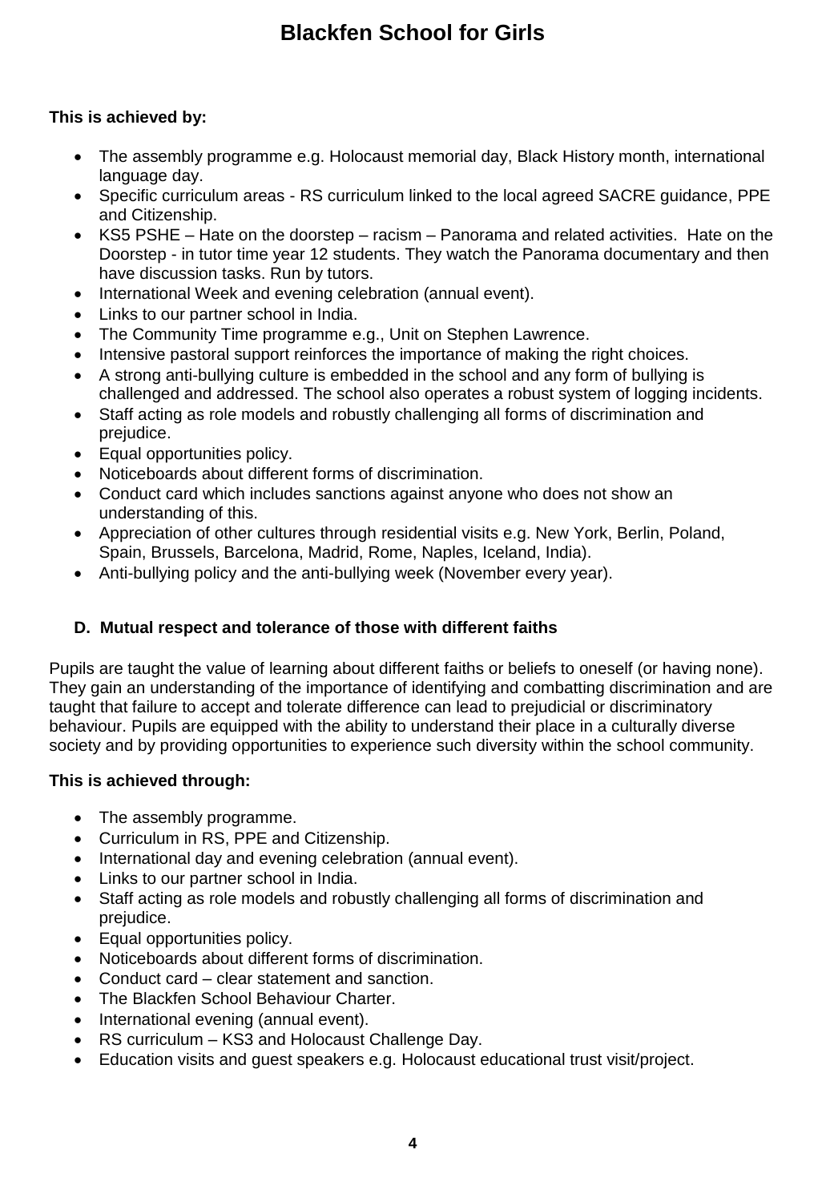**This is achieved by:**

- The assembly programme e.g. Holocaust memorial day, Black History month, international language day.
- Specific curriculum areas - RS curriculum linked to the local agreed SACRE guidance, PPE and Citizenship.
- KS5 PSHE – Hate on the doorstep – racism – Panorama and related activities. Hate on the Doorstep - in tutor time year 12 students. They watch the Panorama documentary and then have discussion tasks. Run by tutors.
- International Week and evening celebration (annual event).
- Links to our partner school in India.
- The Community Time programme e.g., Unit on Stephen Lawrence.
- Intensive pastoral support reinforces the importance of making the right choices.
- A strong anti-bullying culture is embedded in the school and any form of bullying is challenged and addressed. The school also operates a robust system of logging incidents.
- Staff acting as role models and robustly challenging all forms of discrimination and prejudice.
- Equal opportunities policy.
- Noticeboards about different forms of discrimination.
- Conduct card which includes sanctions against anyone who does not show an understanding of this.
- Appreciation of other cultures through residential visits e.g. New York, Berlin, Poland, Spain, Brussels, Barcelona, Madrid, Rome, Naples, Iceland, India).
- Anti-bullying policy and the anti-bullying week (November every year).

## D. Mutual respect and tolerance of those with different faiths

Pupils are taught the value of learning about different faiths or beliefs to oneself (or having none). They gain an understanding of the importance of identifying and combatting discrimination and are taught that failure to accept and tolerate difference can lead to prejudicial or discriminatory behaviour. Pupils are equipped with the ability to understand their place in a culturally diverse society and by providing opportunities to experience such diversity within the school community.

**This is achieved through:**

- The assembly programme.
- Curriculum in RS, PPE and Citizenship.
- International day and evening celebration (annual event).
- Links to our partner school in India.
- Staff acting as role models and robustly challenging all forms of discrimination and prejudice.
- Equal opportunities policy.
- Noticeboards about different forms of discrimination.
- Conduct card – clear statement and sanction.
- The Blackfen School Behaviour Charter.
- International evening (annual event).
- RS curriculum – KS3 and Holocaust Challenge Day.
- Education visits and guest speakers e.g. Holocaust educational trust visit/project.